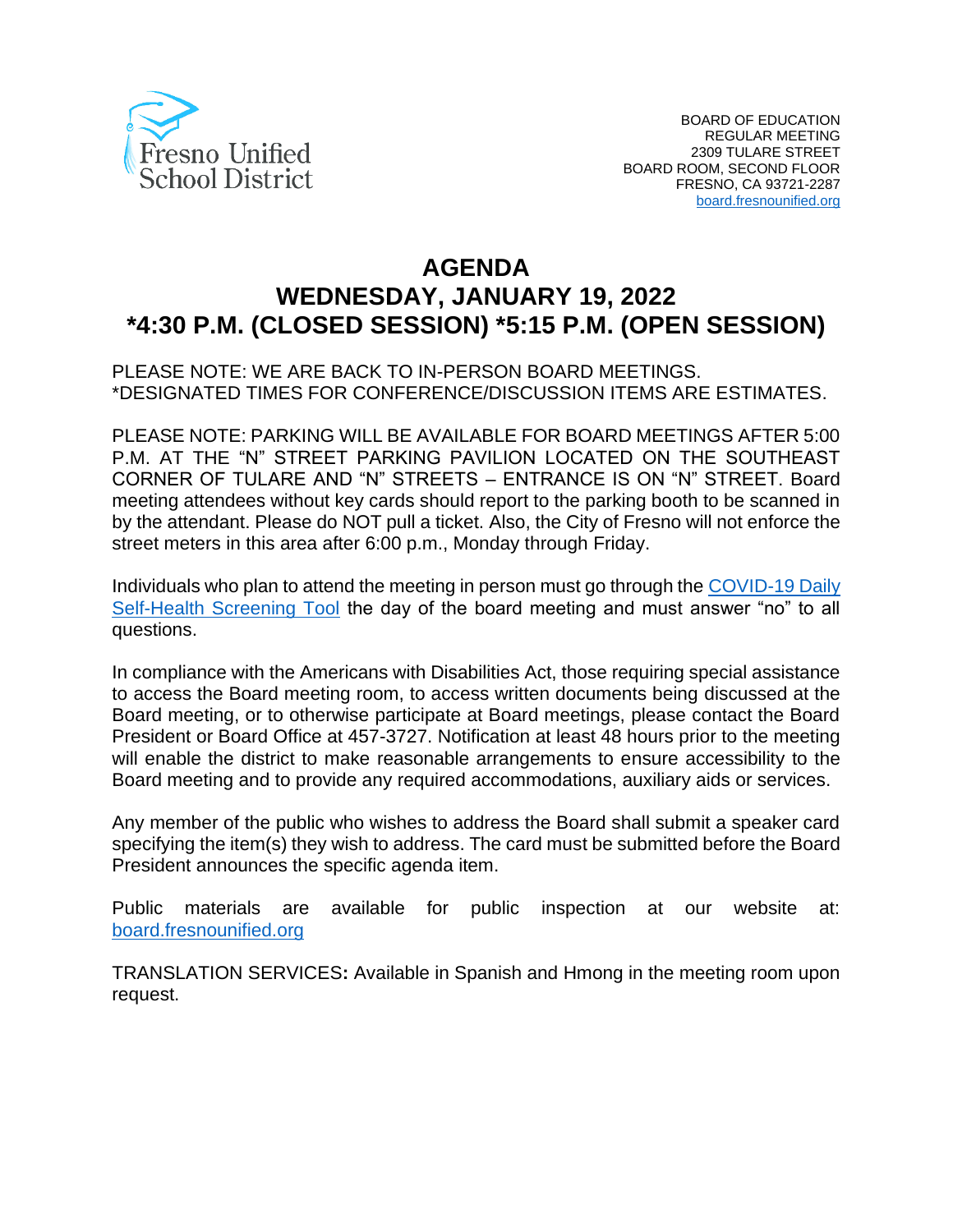Fresno Unified School District

BOARD OF EDUCATION
REGULAR MEETING
2309 TULARE STREET
BOARD ROOM, SECOND FLOOR
FRESNO, CA 93721-2287
[board.fresnounified.org](http://board.fresnounified.org)

# AGENDA
# WEDNESDAY, JANUARY 19, 2022
# *4:30 P.M. (CLOSED SESSION) *5:15 P.M. (OPEN SESSION)

PLEASE NOTE: WE ARE BACK TO IN-PERSON BOARD MEETINGS.
*DESIGNATED TIMES FOR CONFERENCE/DISCUSSION ITEMS ARE ESTIMATES.

PLEASE NOTE: PARKING WILL BE AVAILABLE FOR BOARD MEETINGS AFTER 5:00 P.M. AT THE "N" STREET PARKING PAVILION LOCATED ON THE SOUTHEAST CORNER OF TULARE AND "N" STREETS – ENTRANCE IS ON "N" STREET. Board meeting attendees without key cards should report to the parking booth to be scanned in by the attendant. Please do NOT pull a ticket. Also, the City of Fresno will not enforce the street meters in this area after 6:00 p.m., Monday through Friday.

Individuals who plan to attend the meeting in person must go through the COVID-19 Daily Self-Health Screening Tool the day of the board meeting and must answer "no" to all questions.

In compliance with the Americans with Disabilities Act, those requiring special assistance to access the Board meeting room, to access written documents being discussed at the Board meeting, or to otherwise participate at Board meetings, please contact the Board President or Board Office at 457-3727. Notification at least 48 hours prior to the meeting will enable the district to make reasonable arrangements to ensure accessibility to the Board meeting and to provide any required accommodations, auxiliary aids or services.

Any member of the public who wishes to address the Board shall submit a speaker card specifying the item(s) they wish to address. The card must be submitted before the Board President announces the specific agenda item.

Public materials are available for public inspection at our website at: [board.fresnounified.org](http://board.fresnounified.org)

TRANSLATION SERVICES**:** Available in Spanish and Hmong in the meeting room upon request.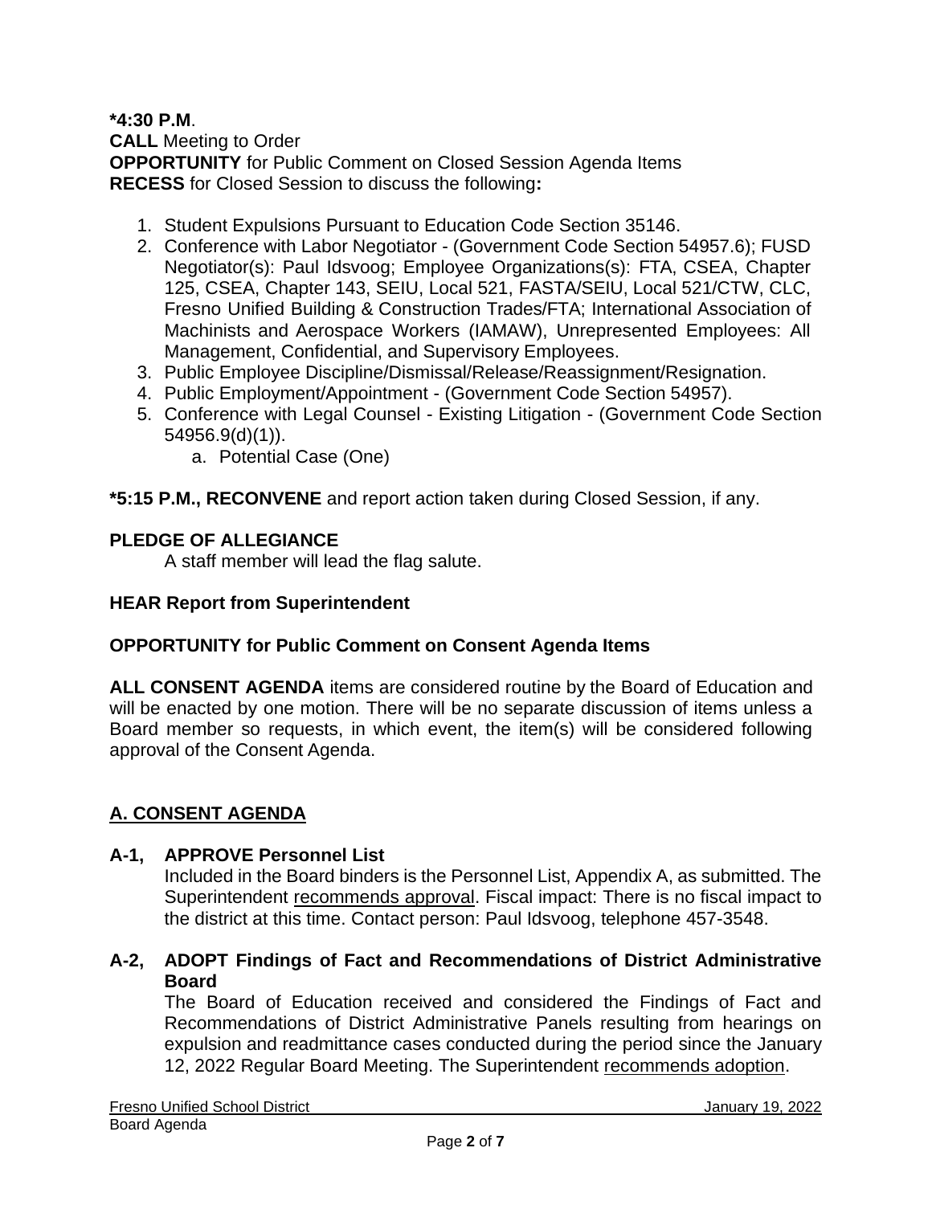**\*4:30 P.M**.
**CALL** Meeting to Order
**OPPORTUNITY** for Public Comment on Closed Session Agenda Items
**RECESS** for Closed Session to discuss the following**:**

1. Student Expulsions Pursuant to Education Code Section 35146.
2. Conference with Labor Negotiator - (Government Code Section 54957.6); FUSD Negotiator(s): Paul Idsvoog; Employee Organizations(s): FTA, CSEA, Chapter 125, CSEA, Chapter 143, SEIU, Local 521, FASTA/SEIU, Local 521/CTW, CLC, Fresno Unified Building & Construction Trades/FTA; International Association of Machinists and Aerospace Workers (IAMAW), Unrepresented Employees: All Management, Confidential, and Supervisory Employees.
3. Public Employee Discipline/Dismissal/Release/Reassignment/Resignation.
4. Public Employment/Appointment - (Government Code Section 54957).
5. Conference with Legal Counsel - Existing Litigation - (Government Code Section 54956.9(d)(1)).
   a. Potential Case (One)

**\*5:15 P.M., RECONVENE** and report action taken during Closed Session, if any.

**PLEDGE OF ALLEGIANCE**
A staff member will lead the flag salute.

**HEAR Report from Superintendent**

**OPPORTUNITY for Public Comment on Consent Agenda Items**

**ALL CONSENT AGENDA** items are considered routine by the Board of Education and will be enacted by one motion. There will be no separate discussion of items unless a Board member so requests, in which event, the item(s) will be considered following approval of the Consent Agenda.

## A. CONSENT AGENDA

**A-1, APPROVE Personnel List**
Included in the Board binders is the Personnel List, Appendix A, as submitted. The Superintendent recommends approval. Fiscal impact: There is no fiscal impact to the district at this time. Contact person: Paul Idsvoog, telephone 457-3548.

**A-2, ADOPT Findings of Fact and Recommendations of District Administrative Board**
The Board of Education received and considered the Findings of Fact and Recommendations of District Administrative Panels resulting from hearings on expulsion and readmittance cases conducted during the period since the January 12, 2022 Regular Board Meeting. The Superintendent recommends adoption.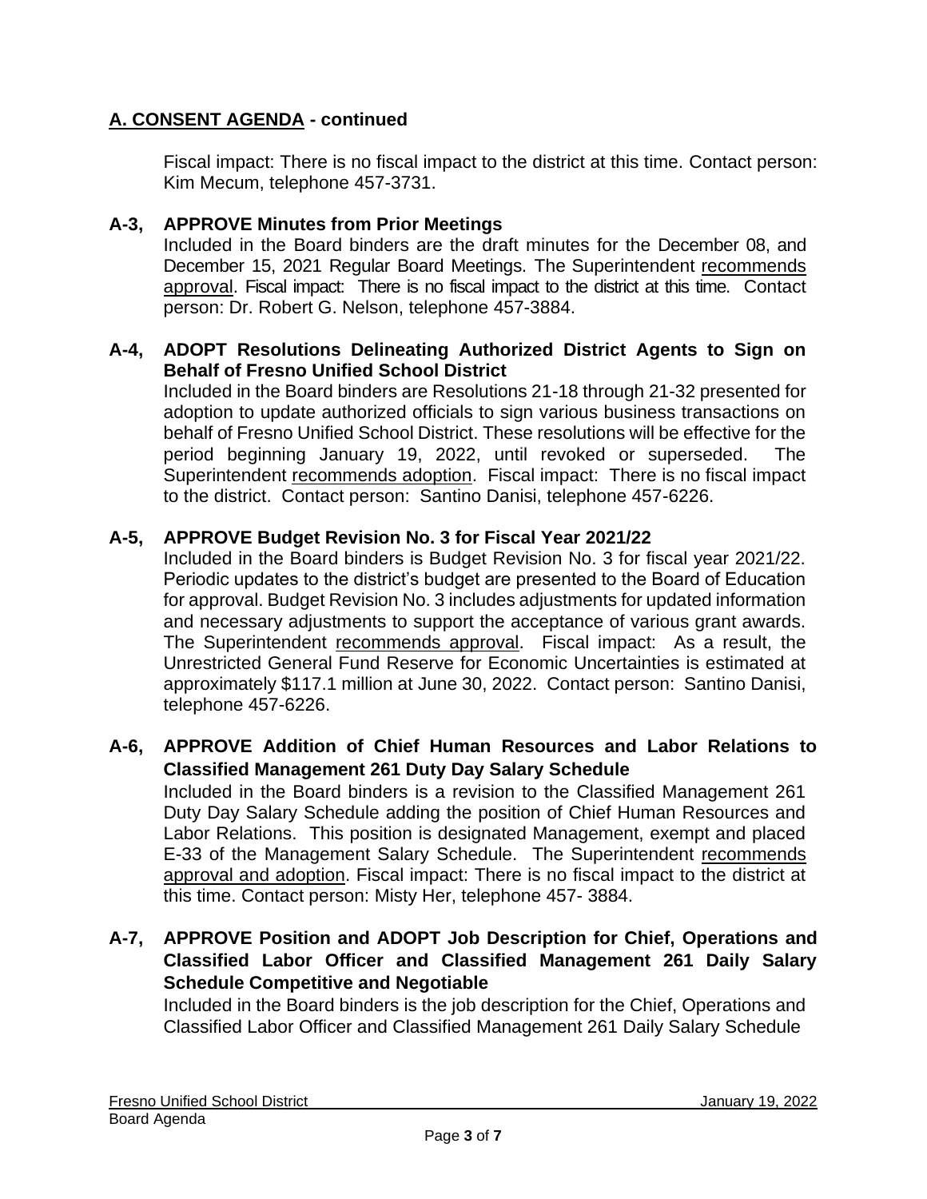## A. CONSENT AGENDA - continued

Fiscal impact: There is no fiscal impact to the district at this time. Contact person: Kim Mecum, telephone 457-3731.

**A-3, APPROVE Minutes from Prior Meetings**

Included in the Board binders are the draft minutes for the December 08, and December 15, 2021 Regular Board Meetings. The Superintendent recommends approval. Fiscal impact: There is no fiscal impact to the district at this time. Contact person: Dr. Robert G. Nelson, telephone 457-3884.

**A-4, ADOPT Resolutions Delineating Authorized District Agents to Sign on Behalf of Fresno Unified School District**

Included in the Board binders are Resolutions 21-18 through 21-32 presented for adoption to update authorized officials to sign various business transactions on behalf of Fresno Unified School District. These resolutions will be effective for the period beginning January 19, 2022, until revoked or superseded. The Superintendent recommends adoption. Fiscal impact: There is no fiscal impact to the district. Contact person: Santino Danisi, telephone 457-6226.

**A-5, APPROVE Budget Revision No. 3 for Fiscal Year 2021/22**

Included in the Board binders is Budget Revision No. 3 for fiscal year 2021/22. Periodic updates to the district's budget are presented to the Board of Education for approval. Budget Revision No. 3 includes adjustments for updated information and necessary adjustments to support the acceptance of various grant awards. The Superintendent recommends approval. Fiscal impact: As a result, the Unrestricted General Fund Reserve for Economic Uncertainties is estimated at approximately $117.1 million at June 30, 2022. Contact person: Santino Danisi, telephone 457-6226.

**A-6, APPROVE Addition of Chief Human Resources and Labor Relations to Classified Management 261 Duty Day Salary Schedule**

Included in the Board binders is a revision to the Classified Management 261 Duty Day Salary Schedule adding the position of Chief Human Resources and Labor Relations. This position is designated Management, exempt and placed E-33 of the Management Salary Schedule. The Superintendent recommends approval and adoption. Fiscal impact: There is no fiscal impact to the district at this time. Contact person: Misty Her, telephone 457- 3884.

**A-7, APPROVE Position and ADOPT Job Description for Chief, Operations and Classified Labor Officer and Classified Management 261 Daily Salary Schedule Competitive and Negotiable**

Included in the Board binders is the job description for the Chief, Operations and Classified Labor Officer and Classified Management 261 Daily Salary Schedule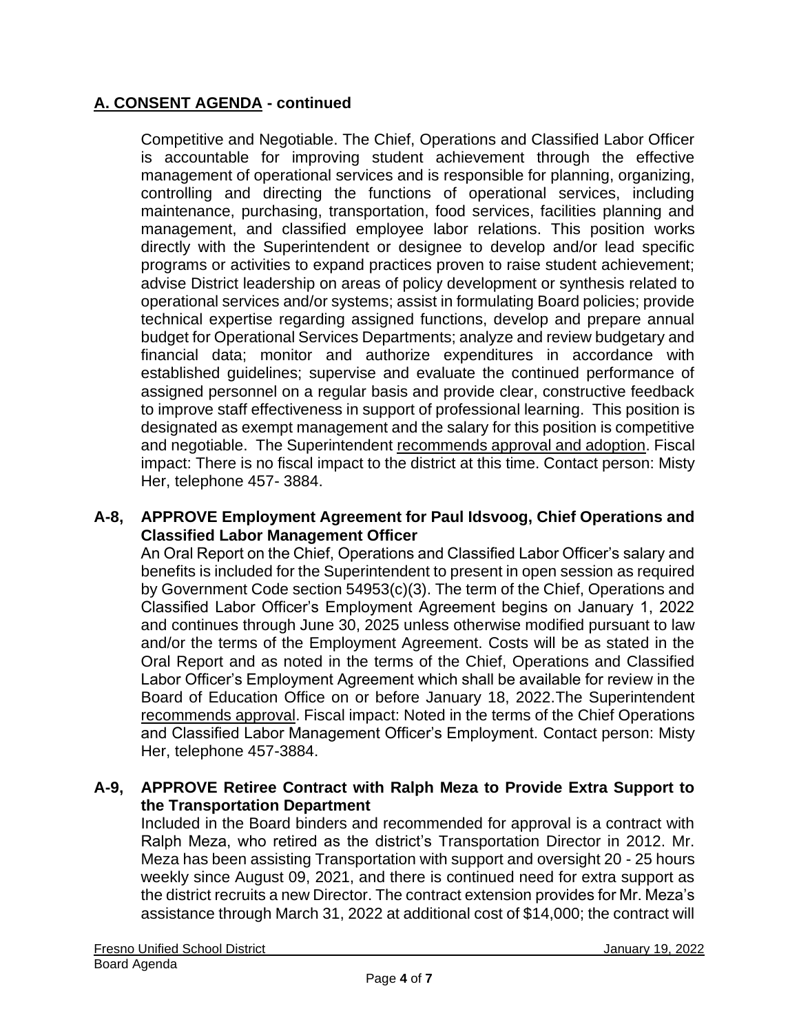## A. CONSENT AGENDA - continued

Competitive and Negotiable. The Chief, Operations and Classified Labor Officer is accountable for improving student achievement through the effective management of operational services and is responsible for planning, organizing, controlling and directing the functions of operational services, including maintenance, purchasing, transportation, food services, facilities planning and management, and classified employee labor relations. This position works directly with the Superintendent or designee to develop and/or lead specific programs or activities to expand practices proven to raise student achievement; advise District leadership on areas of policy development or synthesis related to operational services and/or systems; assist in formulating Board policies; provide technical expertise regarding assigned functions, develop and prepare annual budget for Operational Services Departments; analyze and review budgetary and financial data; monitor and authorize expenditures in accordance with established guidelines; supervise and evaluate the continued performance of assigned personnel on a regular basis and provide clear, constructive feedback to improve staff effectiveness in support of professional learning. This position is designated as exempt management and the salary for this position is competitive and negotiable. The Superintendent recommends approval and adoption. Fiscal impact: There is no fiscal impact to the district at this time. Contact person: Misty Her, telephone 457- 3884.

**A-8, APPROVE Employment Agreement for Paul Idsvoog, Chief Operations and Classified Labor Management Officer**

An Oral Report on the Chief, Operations and Classified Labor Officer's salary and benefits is included for the Superintendent to present in open session as required by Government Code section 54953(c)(3). The term of the Chief, Operations and Classified Labor Officer's Employment Agreement begins on January 1, 2022 and continues through June 30, 2025 unless otherwise modified pursuant to law and/or the terms of the Employment Agreement. Costs will be as stated in the Oral Report and as noted in the terms of the Chief, Operations and Classified Labor Officer's Employment Agreement which shall be available for review in the Board of Education Office on or before January 18, 2022.The Superintendent recommends approval. Fiscal impact: Noted in the terms of the Chief Operations and Classified Labor Management Officer's Employment. Contact person: Misty Her, telephone 457-3884.

**A-9, APPROVE Retiree Contract with Ralph Meza to Provide Extra Support to the Transportation Department**

Included in the Board binders and recommended for approval is a contract with Ralph Meza, who retired as the district's Transportation Director in 2012. Mr. Meza has been assisting Transportation with support and oversight 20 - 25 hours weekly since August 09, 2021, and there is continued need for extra support as the district recruits a new Director. The contract extension provides for Mr. Meza's assistance through March 31, 2022 at additional cost of $14,000; the contract will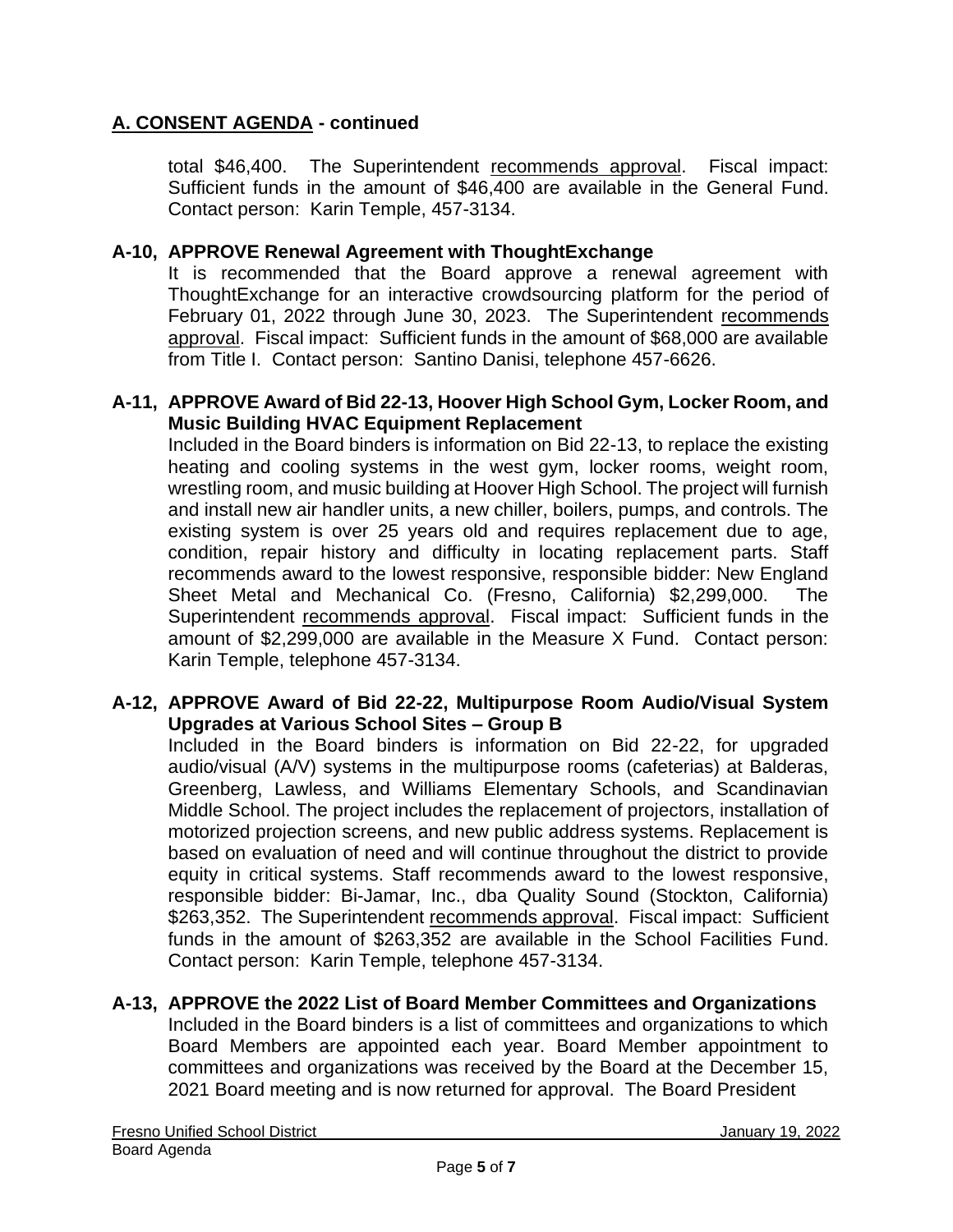## A. CONSENT AGENDA - continued

total $46,400. The Superintendent recommends approval. Fiscal impact: Sufficient funds in the amount of $46,400 are available in the General Fund. Contact person: Karin Temple, 457-3134.

**A-10, APPROVE Renewal Agreement with ThoughtExchange**

It is recommended that the Board approve a renewal agreement with ThoughtExchange for an interactive crowdsourcing platform for the period of February 01, 2022 through June 30, 2023. The Superintendent recommends approval. Fiscal impact: Sufficient funds in the amount of $68,000 are available from Title I. Contact person: Santino Danisi, telephone 457-6626.

**A-11, APPROVE Award of Bid 22-13, Hoover High School Gym, Locker Room, and Music Building HVAC Equipment Replacement**

Included in the Board binders is information on Bid 22-13, to replace the existing heating and cooling systems in the west gym, locker rooms, weight room, wrestling room, and music building at Hoover High School. The project will furnish and install new air handler units, a new chiller, boilers, pumps, and controls. The existing system is over 25 years old and requires replacement due to age, condition, repair history and difficulty in locating replacement parts. Staff recommends award to the lowest responsive, responsible bidder: New England Sheet Metal and Mechanical Co. (Fresno, California) $2,299,000. The Superintendent recommends approval. Fiscal impact: Sufficient funds in the amount of $2,299,000 are available in the Measure X Fund. Contact person: Karin Temple, telephone 457-3134.

**A-12, APPROVE Award of Bid 22-22, Multipurpose Room Audio/Visual System Upgrades at Various School Sites – Group B**

Included in the Board binders is information on Bid 22-22, for upgraded audio/visual (A/V) systems in the multipurpose rooms (cafeterias) at Balderas, Greenberg, Lawless, and Williams Elementary Schools, and Scandinavian Middle School. The project includes the replacement of projectors, installation of motorized projection screens, and new public address systems. Replacement is based on evaluation of need and will continue throughout the district to provide equity in critical systems. Staff recommends award to the lowest responsive, responsible bidder: Bi-Jamar, Inc., dba Quality Sound (Stockton, California) $263,352. The Superintendent recommends approval. Fiscal impact: Sufficient funds in the amount of $263,352 are available in the School Facilities Fund. Contact person: Karin Temple, telephone 457-3134.

**A-13, APPROVE the 2022 List of Board Member Committees and Organizations**

Included in the Board binders is a list of committees and organizations to which Board Members are appointed each year. Board Member appointment to committees and organizations was received by the Board at the December 15, 2021 Board meeting and is now returned for approval. The Board President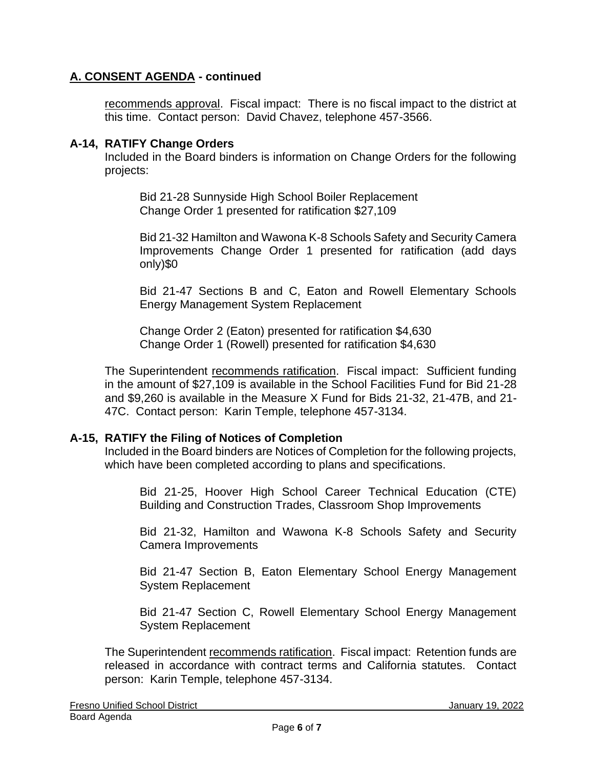## A. CONSENT AGENDA - continued

recommends approval. Fiscal impact: There is no fiscal impact to the district at this time. Contact person: David Chavez, telephone 457-3566.

### A-14, RATIFY Change Orders

Included in the Board binders is information on Change Orders for the following projects:

Bid 21-28 Sunnyside High School Boiler Replacement
Change Order 1 presented for ratification $27,109

Bid 21-32 Hamilton and Wawona K-8 Schools Safety and Security Camera Improvements Change Order 1 presented for ratification (add days only)$0

Bid 21-47 Sections B and C, Eaton and Rowell Elementary Schools Energy Management System Replacement

Change Order 2 (Eaton) presented for ratification $4,630
Change Order 1 (Rowell) presented for ratification $4,630

The Superintendent recommends ratification. Fiscal impact: Sufficient funding in the amount of $27,109 is available in the School Facilities Fund for Bid 21-28 and $9,260 is available in the Measure X Fund for Bids 21-32, 21-47B, and 21-47C. Contact person: Karin Temple, telephone 457-3134.

### A-15, RATIFY the Filing of Notices of Completion

Included in the Board binders are Notices of Completion for the following projects, which have been completed according to plans and specifications.

Bid 21-25, Hoover High School Career Technical Education (CTE) Building and Construction Trades, Classroom Shop Improvements

Bid 21-32, Hamilton and Wawona K-8 Schools Safety and Security Camera Improvements

Bid 21-47 Section B, Eaton Elementary School Energy Management System Replacement

Bid 21-47 Section C, Rowell Elementary School Energy Management System Replacement

The Superintendent recommends ratification. Fiscal impact: Retention funds are released in accordance with contract terms and California statutes. Contact person: Karin Temple, telephone 457-3134.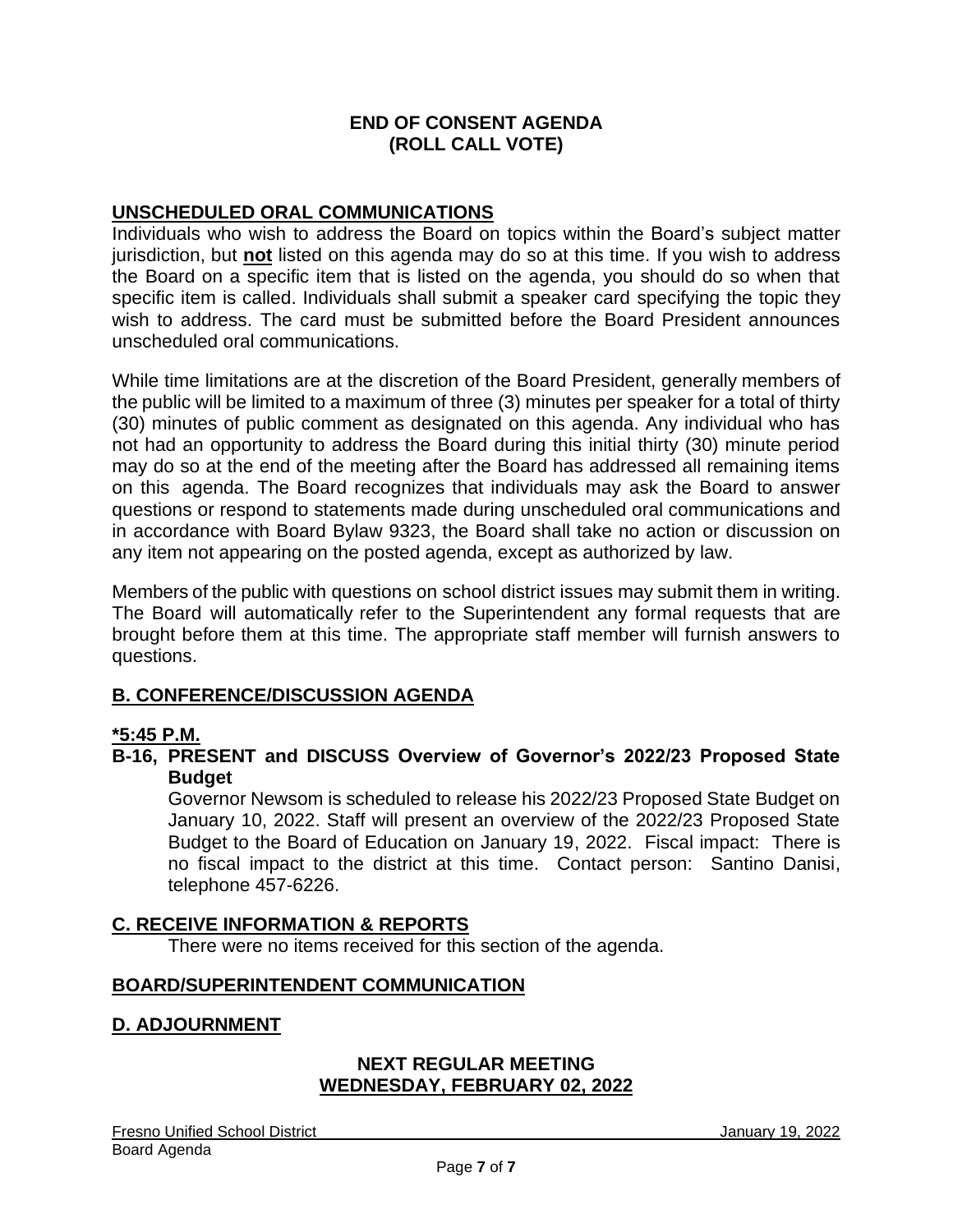**END OF CONSENT AGENDA**
**(ROLL CALL VOTE)**

## UNSCHEDULED ORAL COMMUNICATIONS

Individuals who wish to address the Board on topics within the Board's subject matter jurisdiction, but **not** listed on this agenda may do so at this time. If you wish to address the Board on a specific item that is listed on the agenda, you should do so when that specific item is called. Individuals shall submit a speaker card specifying the topic they wish to address. The card must be submitted before the Board President announces unscheduled oral communications.

While time limitations are at the discretion of the Board President, generally members of the public will be limited to a maximum of three (3) minutes per speaker for a total of thirty (30) minutes of public comment as designated on this agenda. Any individual who has not had an opportunity to address the Board during this initial thirty (30) minute period may do so at the end of the meeting after the Board has addressed all remaining items on this agenda. The Board recognizes that individuals may ask the Board to answer questions or respond to statements made during unscheduled oral communications and in accordance with Board Bylaw 9323, the Board shall take no action or discussion on any item not appearing on the posted agenda, except as authorized by law.

Members of the public with questions on school district issues may submit them in writing. The Board will automatically refer to the Superintendent any formal requests that are brought before them at this time. The appropriate staff member will furnish answers to questions.

## B. CONFERENCE/DISCUSSION AGENDA

**\*5:45 P.M.**

**B-16, PRESENT and DISCUSS Overview of Governor's 2022/23 Proposed State Budget**

Governor Newsom is scheduled to release his 2022/23 Proposed State Budget on January 10, 2022. Staff will present an overview of the 2022/23 Proposed State Budget to the Board of Education on January 19, 2022. Fiscal impact: There is no fiscal impact to the district at this time. Contact person: Santino Danisi, telephone 457-6226.

## C. RECEIVE INFORMATION & REPORTS

There were no items received for this section of the agenda.

## BOARD/SUPERINTENDENT COMMUNICATION

## D. ADJOURNMENT

**NEXT REGULAR MEETING**
**WEDNESDAY, FEBRUARY 02, 2022**